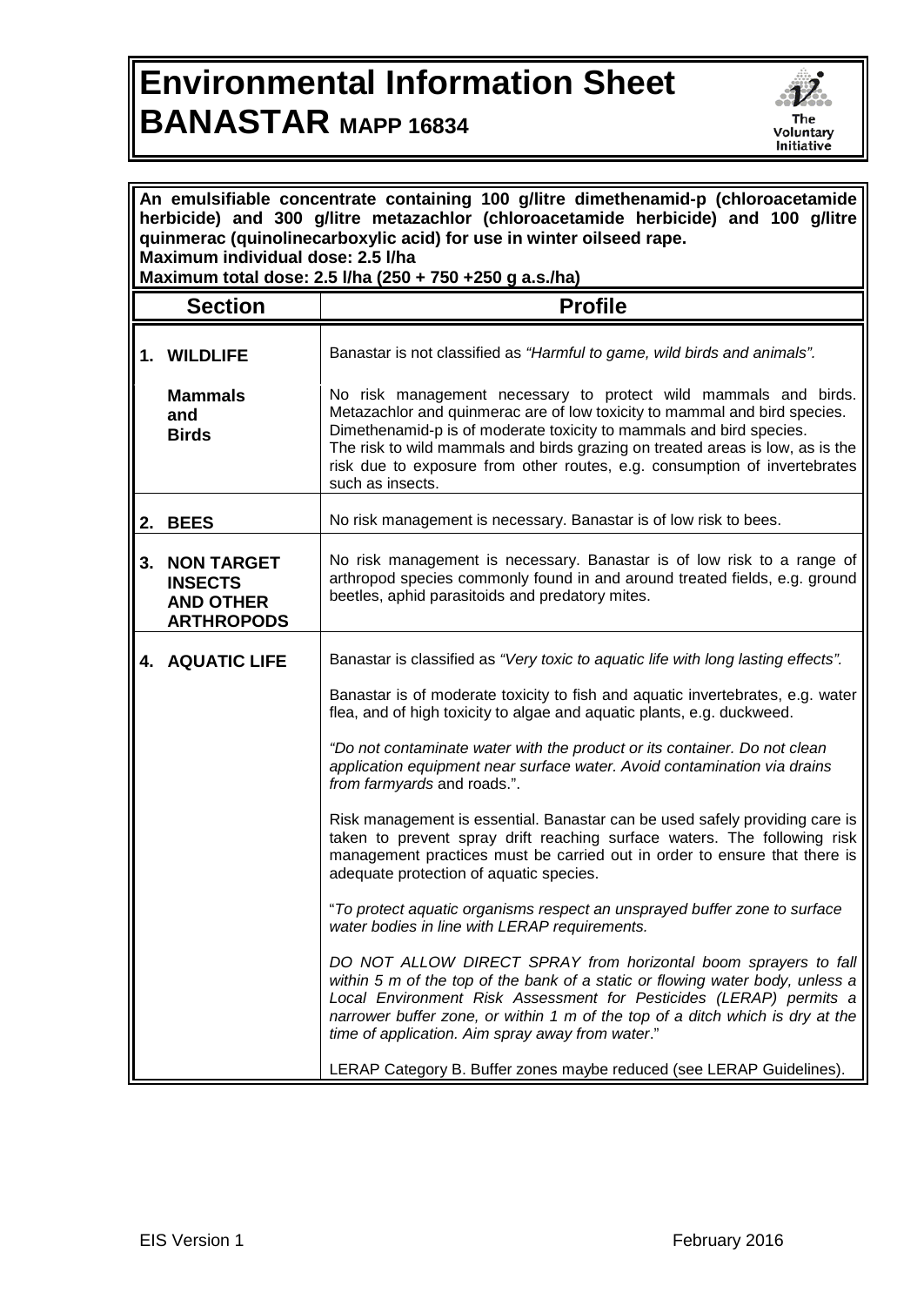# Environmental Information Sheet BANASTAR MAPP 16834

The Voluntary Initiative

**An emulsifiable concentrate containing 100 g/litre dimethenamid-p (chloroacetamide herbicide) and 300 g/litre metazachlor (chloroacetamide herbicide) and 100 g/litre quinmerac (quinolinecarboxylic acid) for use in winter oilseed rape.**
**Maximum individual dose: 2.5 l/ha**
**Maximum total dose: 2.5 l/ha (250 + 750 +250 g a.s./ha)**

| Section | Profile |
|---|---|
| **1. WILDLIFE** | Banastar is not classified as *"Harmful to game, wild birds and animals"*. |
| **Mammals and Birds** | No risk management necessary to protect wild mammals and birds. Metazachlor and quinmerac are of low toxicity to mammal and bird species. Dimethenamid-p is of moderate toxicity to mammals and bird species.<br>The risk to wild mammals and birds grazing on treated areas is low, as is the risk due to exposure from other routes, e.g. consumption of invertebrates such as insects. |
| **2. BEES** | No risk management is necessary. Banastar is of low risk to bees. |
| **3. NON TARGET INSECTS AND OTHER ARTHROPODS** | No risk management is necessary. Banastar is of low risk to a range of arthropod species commonly found in and around treated fields, e.g. ground beetles, aphid parasitoids and predatory mites. |
| **4. AQUATIC LIFE** | Banastar is classified as *"Very toxic to aquatic life with long lasting effects"*.<br><br>Banastar is of moderate toxicity to fish and aquatic invertebrates, e.g. water flea, and of high toxicity to algae and aquatic plants, e.g. duckweed.<br><br>*"Do not contaminate water with the product or its container. Do not clean application equipment near surface water. Avoid contamination via drains from farmyards* and roads.".<br><br>Risk management is essential. Banastar can be used safely providing care is taken to prevent spray drift reaching surface waters. The following risk management practices must be carried out in order to ensure that there is adequate protection of aquatic species.<br><br>"*To protect aquatic organisms respect an unsprayed buffer zone to surface water bodies in line with LERAP requirements.*<br><br>*DO NOT ALLOW DIRECT SPRAY from horizontal boom sprayers to fall within 5 m of the top of the bank of a static or flowing water body, unless a Local Environment Risk Assessment for Pesticides (LERAP) permits a narrower buffer zone, or within 1 m of the top of a ditch which is dry at the time of application. Aim spray away from water*."<br><br>LERAP Category B. Buffer zones maybe reduced (see LERAP Guidelines). |

EIS Version 1 February 2016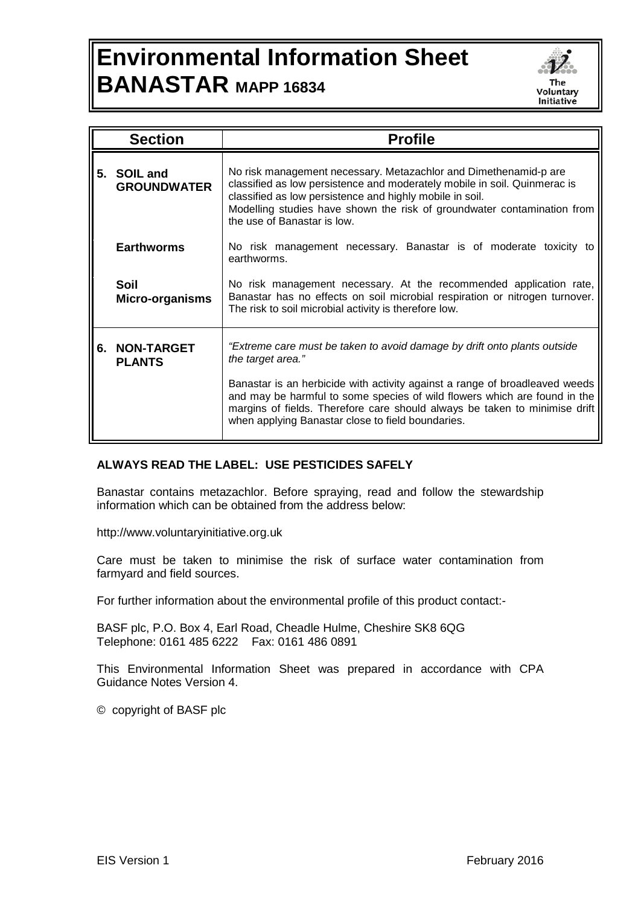# Environmental Information Sheet
# BANASTAR MAPP 16834

The Voluntary Initiative

| Section | Profile |
|---|---|
| **5. SOIL and GROUNDWATER** | No risk management necessary. Metazachlor and Dimethenamid-p are classified as low persistence and moderately mobile in soil. Quinmerac is classified as low persistence and highly mobile in soil. Modelling studies have shown the risk of groundwater contamination from the use of Banastar is low. |
| **Earthworms** | No risk management necessary. Banastar is of moderate toxicity to earthworms. |
| **Soil Micro-organisms** | No risk management necessary. At the recommended application rate, Banastar has no effects on soil microbial respiration or nitrogen turnover. The risk to soil microbial activity is therefore low. |
| **6. NON-TARGET PLANTS** | *"Extreme care must be taken to avoid damage by drift onto plants outside the target area."* Banastar is an herbicide with activity against a range of broadleaved weeds and may be harmful to some species of wild flowers which are found in the margins of fields. Therefore care should always be taken to minimise drift when applying Banastar close to field boundaries. |

**ALWAYS READ THE LABEL: USE PESTICIDES SAFELY**

Banastar contains metazachlor. Before spraying, read and follow the stewardship information which can be obtained from the address below:

http://www.voluntaryinitiative.org.uk

Care must be taken to minimise the risk of surface water contamination from farmyard and field sources.

For further information about the environmental profile of this product contact:-

BASF plc, P.O. Box 4, Earl Road, Cheadle Hulme, Cheshire SK8 6QG
Telephone: 0161 485 6222 Fax: 0161 486 0891

This Environmental Information Sheet was prepared in accordance with CPA Guidance Notes Version 4.

© copyright of BASF plc

EIS Version 1 February 2016